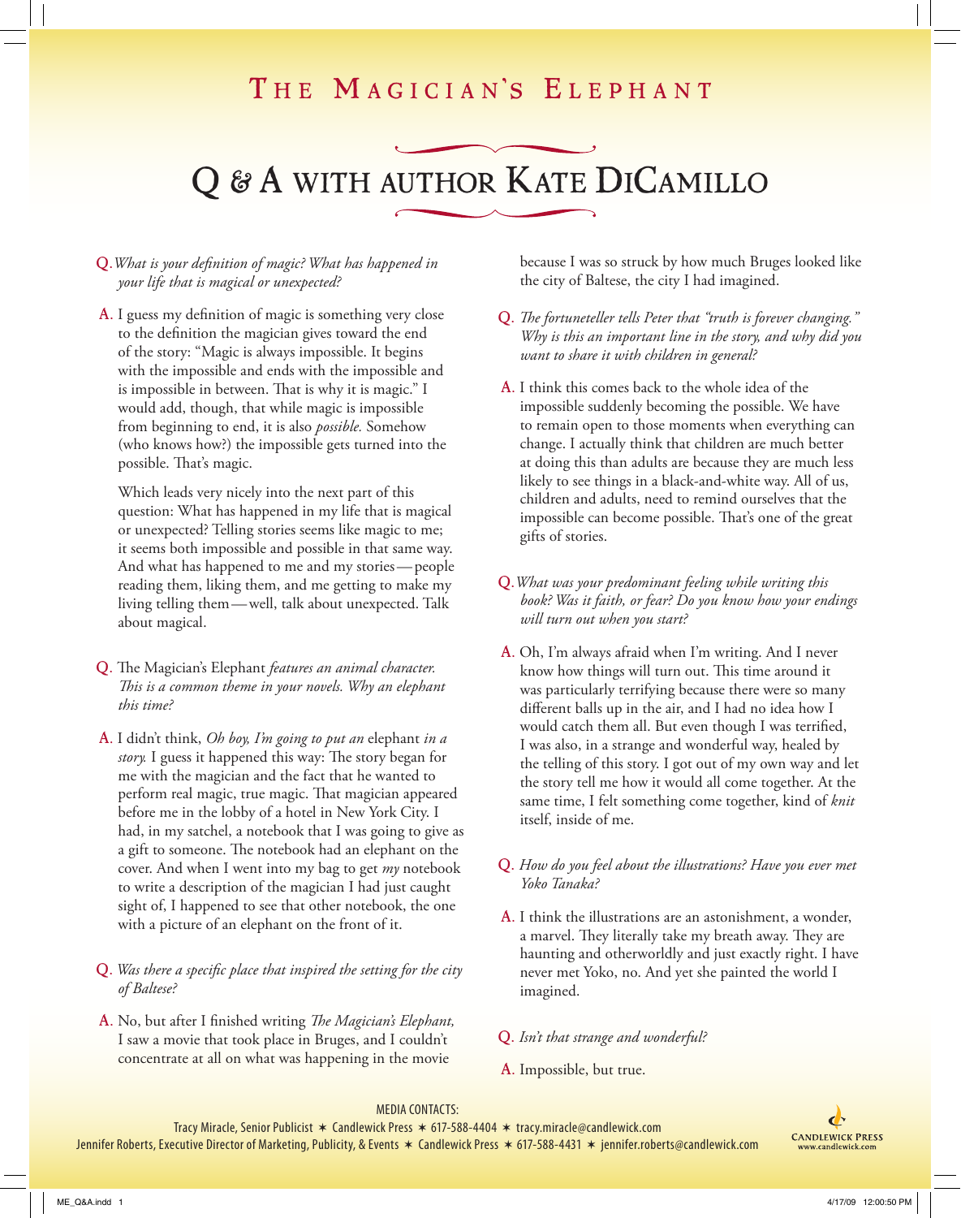# The Magician's Elephant

## Q & A with author Kate DiCamillo

**Q.** *What is your definition of magic? What has happened in your life that is magical or unexpected?*

**A.** I guess my definition of magic is something very close to the definition the magician gives toward the end of the story: "Magic is always impossible. It begins with the impossible and ends with the impossible and is impossible in between. That is why it is magic." I would add, though, that while magic is impossible from beginning to end, it is also *possible.* Somehow (who knows how?) the impossible gets turned into the possible. That's magic.

Which leads very nicely into the next part of this question: What has happened in my life that is magical or unexpected? Telling stories seems like magic to me; it seems both impossible and possible in that same way. And what has happened to me and my stories — people reading them, liking them, and me getting to make my living telling them — well, talk about unexpected. Talk about magical.

**Q.** The Magician's Elephant *features an animal character. This is a common theme in your novels. Why an elephant this time?*

**A.** I didn't think, *Oh boy, I'm going to put an* elephant *in a story.* I guess it happened this way: The story began for me with the magician and the fact that he wanted to perform real magic, true magic. That magician appeared before me in the lobby of a hotel in New York City. I had, in my satchel, a notebook that I was going to give as a gift to someone. The notebook had an elephant on the cover. And when I went into my bag to get *my* notebook to write a description of the magician I had just caught sight of, I happened to see that other notebook, the one with a picture of an elephant on the front of it.

**Q.** *Was there a specific place that inspired the setting for the city of Baltese?*

**A.** No, but after I finished writing *The Magician's Elephant,* I saw a movie that took place in Bruges, and I couldn't concentrate at all on what was happening in the movie because I was so struck by how much Bruges looked like the city of Baltese, the city I had imagined.

**Q.** *The fortuneteller tells Peter that "truth is forever changing." Why is this an important line in the story, and why did you want to share it with children in general?*

**A.** I think this comes back to the whole idea of the impossible suddenly becoming the possible. We have to remain open to those moments when everything can change. I actually think that children are much better at doing this than adults are because they are much less likely to see things in a black-and-white way. All of us, children and adults, need to remind ourselves that the impossible can become possible. That's one of the great gifts of stories.

**Q.** *What was your predominant feeling while writing this book? Was it faith, or fear? Do you know how your endings will turn out when you start?*

**A.** Oh, I'm always afraid when I'm writing. And I never know how things will turn out. This time around it was particularly terrifying because there were so many different balls up in the air, and I had no idea how I would catch them all. But even though I was terrified, I was also, in a strange and wonderful way, healed by the telling of this story. I got out of my own way and let the story tell me how it would all come together. At the same time, I felt something come together, kind of *knit* itself, inside of me.

**Q.** *How do you feel about the illustrations? Have you ever met Yoko Tanaka?*

**A.** I think the illustrations are an astonishment, a wonder, a marvel. They literally take my breath away. They are haunting and otherworldly and just exactly right. I have never met Yoko, no. And yet she painted the world I imagined.

**Q.** *Isn't that strange and wonderful?*

**A.** Impossible, but true.

MEDIA CONTACTS:
Tracy Miracle, Senior Publicist ✶ Candlewick Press ✶ 617-588-4404 ✶ tracy.miracle@candlewick.com
Jennifer Roberts, Executive Director of Marketing, Publicity, & Events ✶ Candlewick Press ✶ 617-588-4431 ✶ jennifer.roberts@candlewick.com

Candlewick Press
www.candlewick.com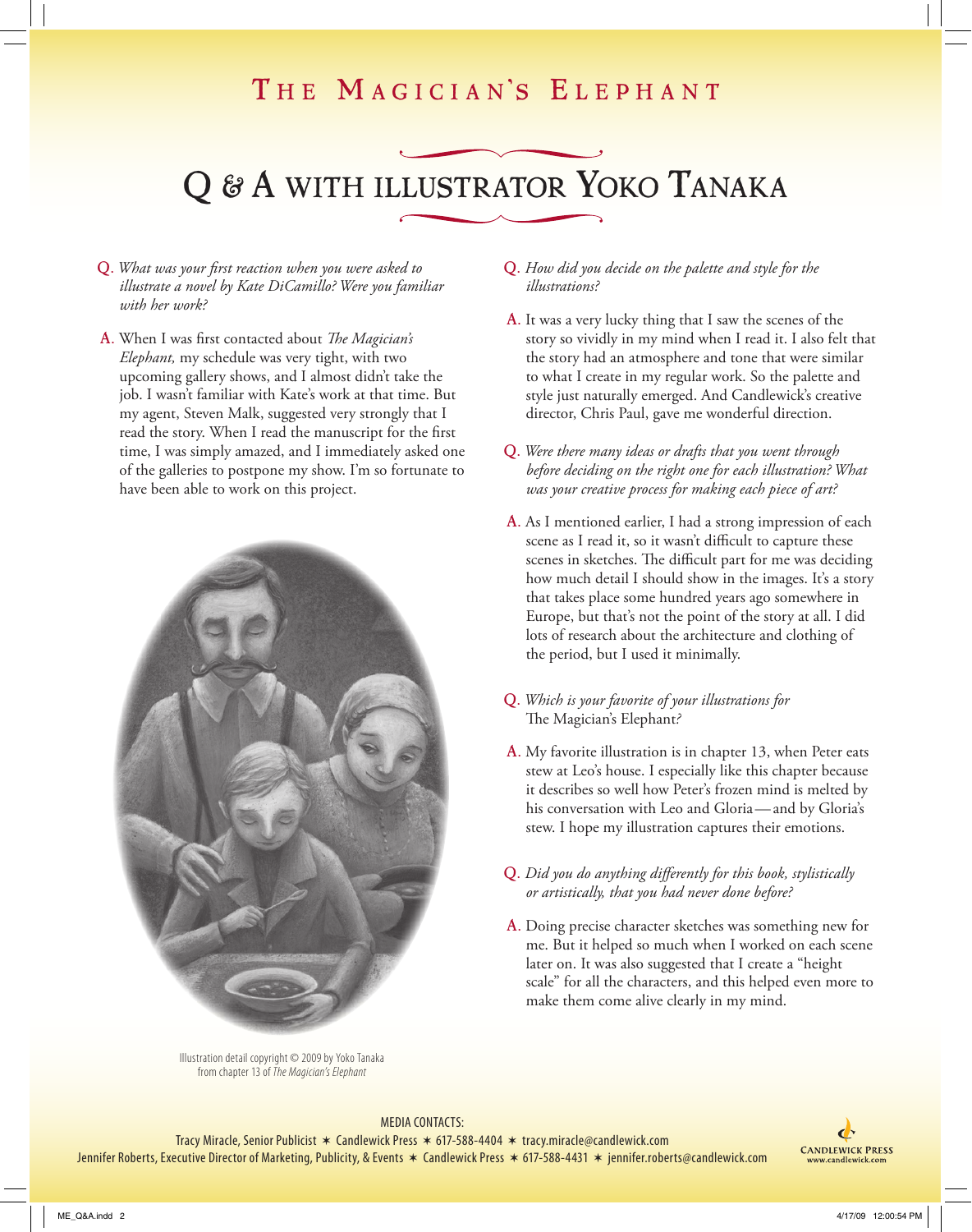# The Magician's Elephant

## Q & A with illustrator Yoko Tanaka

**Q.** *What was your first reaction when you were asked to illustrate a novel by Kate DiCamillo? Were you familiar with her work?*

**A.** When I was first contacted about *The Magician's Elephant,* my schedule was very tight, with two upcoming gallery shows, and I almost didn't take the job. I wasn't familiar with Kate's work at that time. But my agent, Steven Malk, suggested very strongly that I read the story. When I read the manuscript for the first time, I was simply amazed, and I immediately asked one of the galleries to postpone my show. I'm so fortunate to have been able to work on this project.

Illustration detail copyright © 2009 by Yoko Tanaka
from chapter 13 of *The Magician's Elephant*

**Q.** *How did you decide on the palette and style for the illustrations?*

**A.** It was a very lucky thing that I saw the scenes of the story so vividly in my mind when I read it. I also felt that the story had an atmosphere and tone that were similar to what I create in my regular work. So the palette and style just naturally emerged. And Candlewick's creative director, Chris Paul, gave me wonderful direction.

**Q.** *Were there many ideas or drafts that you went through before deciding on the right one for each illustration? What was your creative process for making each piece of art?*

**A.** As I mentioned earlier, I had a strong impression of each scene as I read it, so it wasn't difficult to capture these scenes in sketches. The difficult part for me was deciding how much detail I should show in the images. It's a story that takes place some hundred years ago somewhere in Europe, but that's not the point of the story at all. I did lots of research about the architecture and clothing of the period, but I used it minimally.

**Q.** *Which is your favorite of your illustrations for* The Magician's Elephant*?*

**A.** My favorite illustration is in chapter 13, when Peter eats stew at Leo's house. I especially like this chapter because it describes so well how Peter's frozen mind is melted by his conversation with Leo and Gloria—and by Gloria's stew. I hope my illustration captures their emotions.

**Q.** *Did you do anything differently for this book, stylistically or artistically, that you had never done before?*

**A.** Doing precise character sketches was something new for me. But it helped so much when I worked on each scene later on. It was also suggested that I create a "height scale" for all the characters, and this helped even more to make them come alive clearly in my mind.

MEDIA CONTACTS:
Tracy Miracle, Senior Publicist ✶ Candlewick Press ✶ 617-588-4404 ✶ tracy.miracle@candlewick.com
Jennifer Roberts, Executive Director of Marketing, Publicity, & Events ✶ Candlewick Press ✶ 617-588-4431 ✶ jennifer.roberts@candlewick.com

Candlewick Press
www.candlewick.com